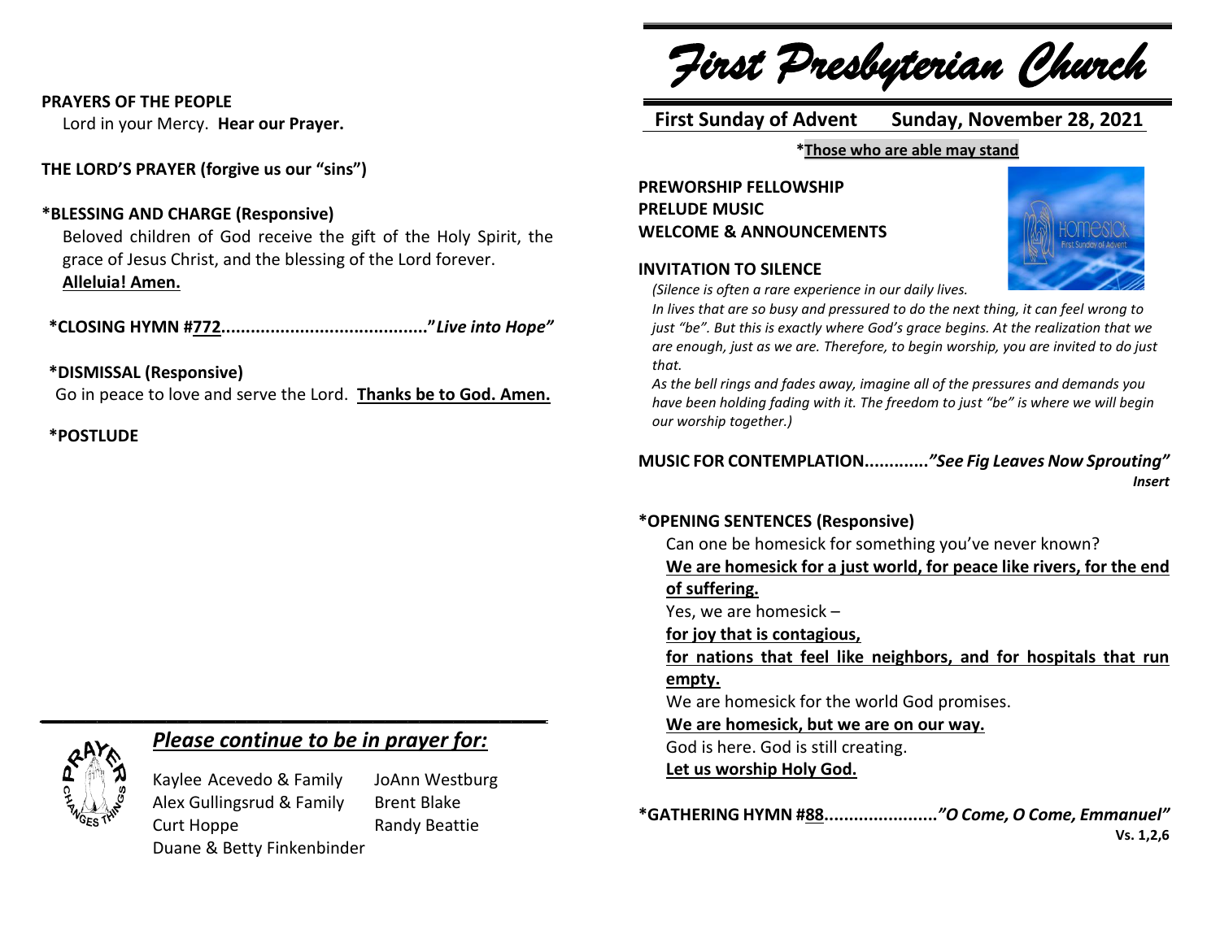**PRAYERS OF THE PEOPLE**

Lord in your Mercy. **Hear our Prayer.**

**THE LORD'S PRAYER (forgive us our "sins")**

**\*BLESSING AND CHARGE (Responsive)**

Beloved children of God receive the gift of the Holy Spirit, the grace of Jesus Christ, and the blessing of the Lord forever. **Alleluia! Amen.**

**\*CLOSING HYMN #772........................................."*Live into Hope"***

**\*DISMISSAL (Responsive)**

Go in peace to love and serve the Lord. **Thanks be to God. Amen.**

**\*POSTLUDE**

---

## *Please continue to be in prayer for:*

Kaylee Acevedo & Family
Alex Gullingsrud & Family
Curt Hoppe
Duane & Betty Finkenbinder
JoAnn Westburg
Brent Blake
Randy Beattie

# *First Presbyterian Church*

**First Sunday of Advent     Sunday, November 28, 2021**

**\*Those who are able may stand**

**PREWORSHIP FELLOWSHIP**
**PRELUDE MUSIC**
**WELCOME & ANNOUNCEMENTS**

**INVITATION TO SILENCE**

*(Silence is often a rare experience in our daily lives. In lives that are so busy and pressured to do the next thing, it can feel wrong to just "be". But this is exactly where God's grace begins. At the realization that we are enough, just as we are. Therefore, to begin worship, you are invited to do just that.*
*As the bell rings and fades away, imagine all of the pressures and demands you have been holding fading with it. The freedom to just "be" is where we will begin our worship together.)*

**MUSIC FOR CONTEMPLATION............*"See Fig Leaves Now Sprouting"***
***Insert***

**\*OPENING SENTENCES (Responsive)**

Can one be homesick for something you've never known?
**We are homesick for a just world, for peace like rivers, for the end of suffering.**
Yes, we are homesick –
**for joy that is contagious,**
**for nations that feel like neighbors, and for hospitals that run empty.**
We are homesick for the world God promises.
**We are homesick, but we are on our way.**
God is here. God is still creating.
**Let us worship Holy God.**

**\*GATHERING HYMN #88......................*"O Come, O Come, Emmanuel"***
**Vs. 1,2,6**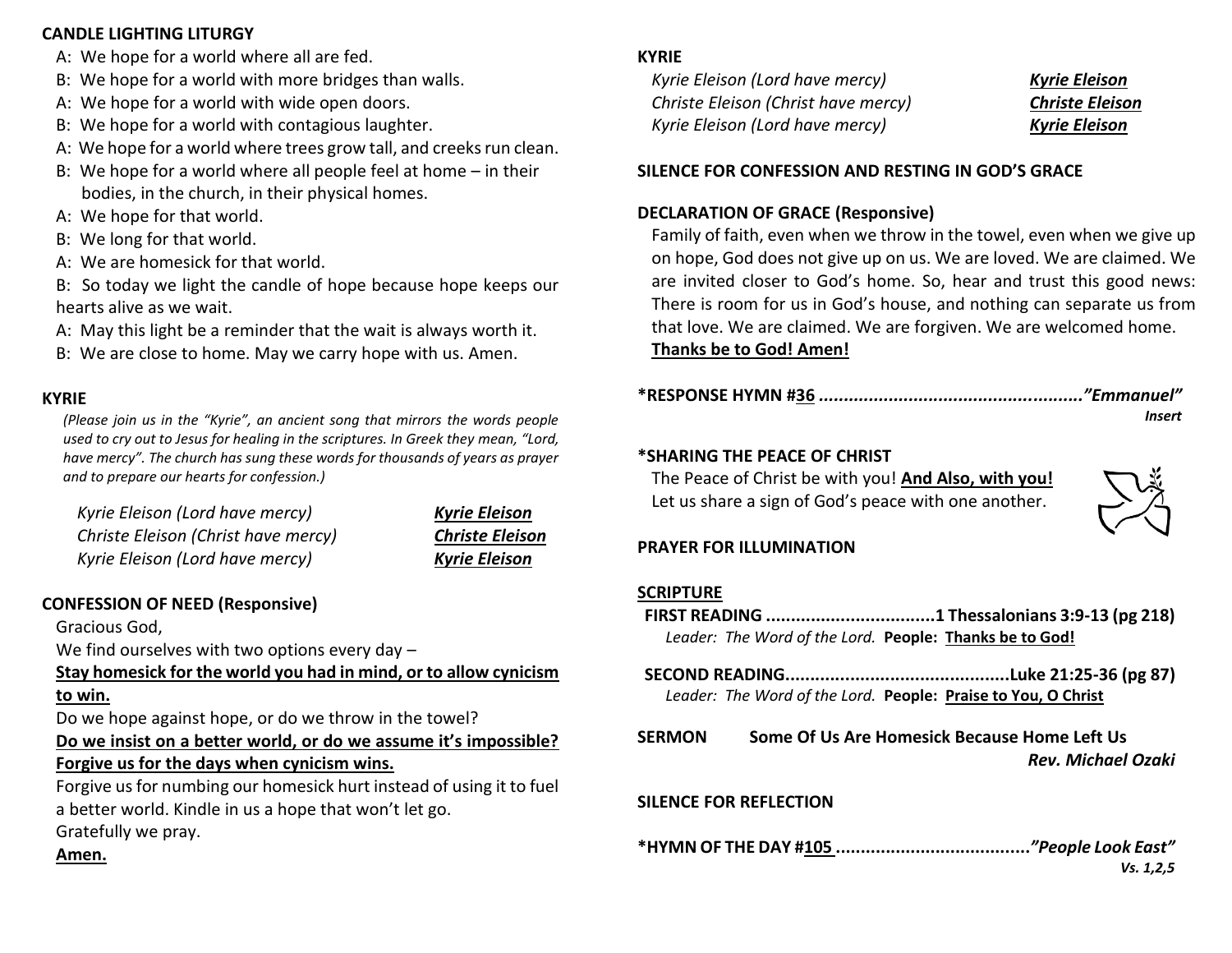**CANDLE LIGHTING LITURGY**

A: We hope for a world where all are fed.
B: We hope for a world with more bridges than walls.
A: We hope for a world with wide open doors.
B: We hope for a world with contagious laughter.
A: We hope for a world where trees grow tall, and creeks run clean.
B: We hope for a world where all people feel at home – in their bodies, in the church, in their physical homes.
A: We hope for that world.
B: We long for that world.
A: We are homesick for that world.
B: So today we light the candle of hope because hope keeps our hearts alive as we wait.
A: May this light be a reminder that the wait is always worth it.
B: We are close to home. May we carry hope with us. Amen.

**KYRIE**

*(Please join us in the "Kyrie", an ancient song that mirrors the words people used to cry out to Jesus for healing in the scriptures. In Greek they mean, "Lord, have mercy". The church has sung these words for thousands of years as prayer and to prepare our hearts for confession.)*

*Kyrie Eleison (Lord have mercy)* ***Kyrie Eleison***
*Christe Eleison (Christ have mercy)* ***Christe Eleison***
*Kyrie Eleison (Lord have mercy)* ***Kyrie Eleison***

**CONFESSION OF NEED (Responsive)**

Gracious God,
We find ourselves with two options every day –
**Stay homesick for the world you had in mind, or to allow cynicism to win.**
Do we hope against hope, or do we throw in the towel?
**Do we insist on a better world, or do we assume it's impossible? Forgive us for the days when cynicism wins.**
Forgive us for numbing our homesick hurt instead of using it to fuel a better world. Kindle in us a hope that won't let go.
Gratefully we pray.
**Amen.**

**KYRIE**

*Kyrie Eleison (Lord have mercy)* ***Kyrie Eleison***
*Christe Eleison (Christ have mercy)* ***Christe Eleison***
*Kyrie Eleison (Lord have mercy)* ***Kyrie Eleison***

**SILENCE FOR CONFESSION AND RESTING IN GOD'S GRACE**

**DECLARATION OF GRACE (Responsive)**

Family of faith, even when we throw in the towel, even when we give up on hope, God does not give up on us. We are loved. We are claimed. We are invited closer to God's home. So, hear and trust this good news: There is room for us in God's house, and nothing can separate us from that love. We are claimed. We are forgiven. We are welcomed home.
**Thanks be to God! Amen!**

**\*RESPONSE HYMN #36 ....................................................."Emmanuel"**
***Insert***

**\*SHARING THE PEACE OF CHRIST**

The Peace of Christ be with you! **And Also, with you!**
Let us share a sign of God's peace with one another.

**PRAYER FOR ILLUMINATION**

**SCRIPTURE**

**FIRST READING ..................................1 Thessalonians 3:9-13 (pg 218)**
*Leader: The Word of the Lord.* **People: Thanks be to God!**

**SECOND READING.............................................Luke 21:25-36 (pg 87)**
*Leader: The Word of the Lord.* **People: Praise to You, O Christ**

**SERMON** **Some Of Us Are Homesick Because Home Left Us**
***Rev. Michael Ozaki***

**SILENCE FOR REFLECTION**

**\*HYMN OF THE DAY #105 ......................................."People Look East"**
***Vs. 1,2,5***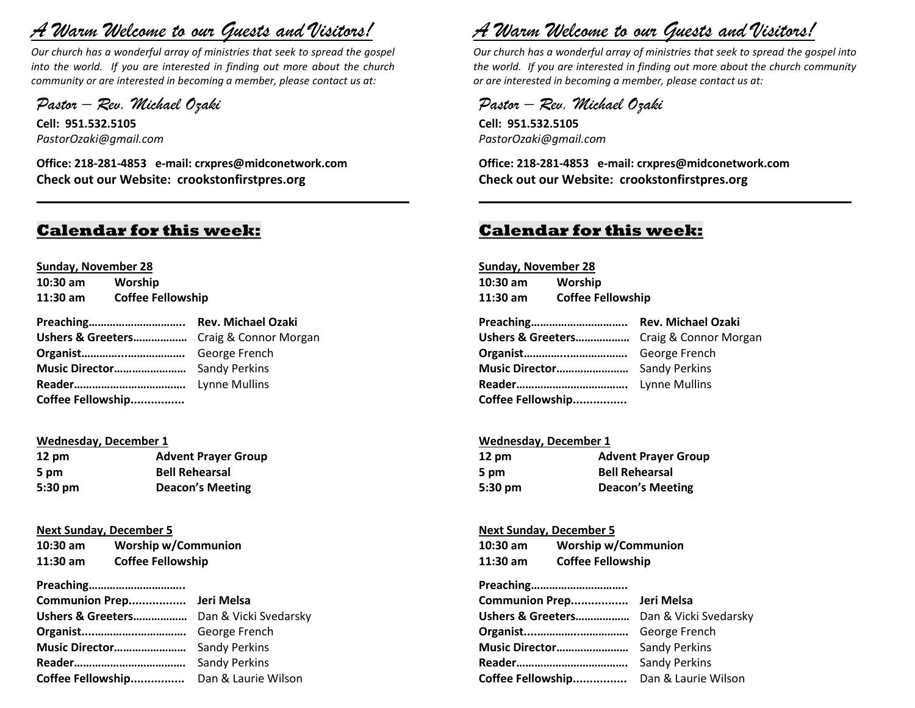# *A Warm Welcome to our Guests and Visitors!*

*Our church has a wonderful array of ministries that seek to spread the gospel into the world. If you are interested in finding out more about the church community or are interested in becoming a member, please contact us at:*

## *Pastor – Rev. Michael Ozaki*

**Cell: 951.532.5105**
*PastorOzaki@gmail.com*

**Office: 218-281-4853 e-mail: crxpres@midconetwork.com**
**Check out our Website: crookstonfirstpres.org**

---

## Calendar for this week:

**Sunday, November 28**

| | |
|---|---|
| **10:30 am** | **Worship** |
| **11:30 am** | **Coffee Fellowship** |

| | |
|---|---|
| **Preaching…………………………..** | **Rev. Michael Ozaki** |
| **Ushers & Greeters………………** | Craig & Connor Morgan |
| **Organist……………..……………** | George French |
| **Music Director……………………** | Sandy Perkins |
| **Reader………………………………** | Lynne Mullins |
| **Coffee Fellowship...............** | |

**Wednesday, December 1**

| | |
|---|---|
| **12 pm** | **Advent Prayer Group** |
| **5 pm** | **Bell Rehearsal** |
| **5:30 pm** | **Deacon's Meeting** |

**Next Sunday, December 5**

| | |
|---|---|
| **10:30 am** | **Worship w/Communion** |
| **11:30 am** | **Coffee Fellowship** |

| | |
|---|---|
| **Preaching…………………………..** | |
| **Communion Prep................** | **Jeri Melsa** |
| **Ushers & Greeters………………** | Dan & Vicki Svedarsky |
| **Organist....…………..……………** | George French |
| **Music Director……………………** | Sandy Perkins |
| **Reader………………………………** | Sandy Perkins |
| **Coffee Fellowship...............** | Dan & Laurie Wilson |

# *A Warm Welcome to our Guests and Visitors!*

*Our church has a wonderful array of ministries that seek to spread the gospel into the world. If you are interested in finding out more about the church community or are interested in becoming a member, please contact us at:*

## *Pastor – Rev. Michael Ozaki*

**Cell: 951.532.5105**
*PastorOzaki@gmail.com*

**Office: 218-281-4853 e-mail: crxpres@midconetwork.com**
**Check out our Website: crookstonfirstpres.org**

---

## Calendar for this week:

**Sunday, November 28**

| | |
|---|---|
| **10:30 am** | **Worship** |
| **11:30 am** | **Coffee Fellowship** |

| | |
|---|---|
| **Preaching…………………………..** | **Rev. Michael Ozaki** |
| **Ushers & Greeters………………** | Craig & Connor Morgan |
| **Organist……………..……………** | George French |
| **Music Director……………………** | Sandy Perkins |
| **Reader………………………………** | Lynne Mullins |
| **Coffee Fellowship...............** | |

**Wednesday, December 1**

| | |
|---|---|
| **12 pm** | **Advent Prayer Group** |
| **5 pm** | **Bell Rehearsal** |
| **5:30 pm** | **Deacon's Meeting** |

**Next Sunday, December 5**

| | |
|---|---|
| **10:30 am** | **Worship w/Communion** |
| **11:30 am** | **Coffee Fellowship** |

| | |
|---|---|
| **Preaching…………………………..** | |
| **Communion Prep................** | **Jeri Melsa** |
| **Ushers & Greeters………………** | Dan & Vicki Svedarsky |
| **Organist....…………..……………** | George French |
| **Music Director……………………** | Sandy Perkins |
| **Reader………………………………** | Sandy Perkins |
| **Coffee Fellowship...............** | Dan & Laurie Wilson |